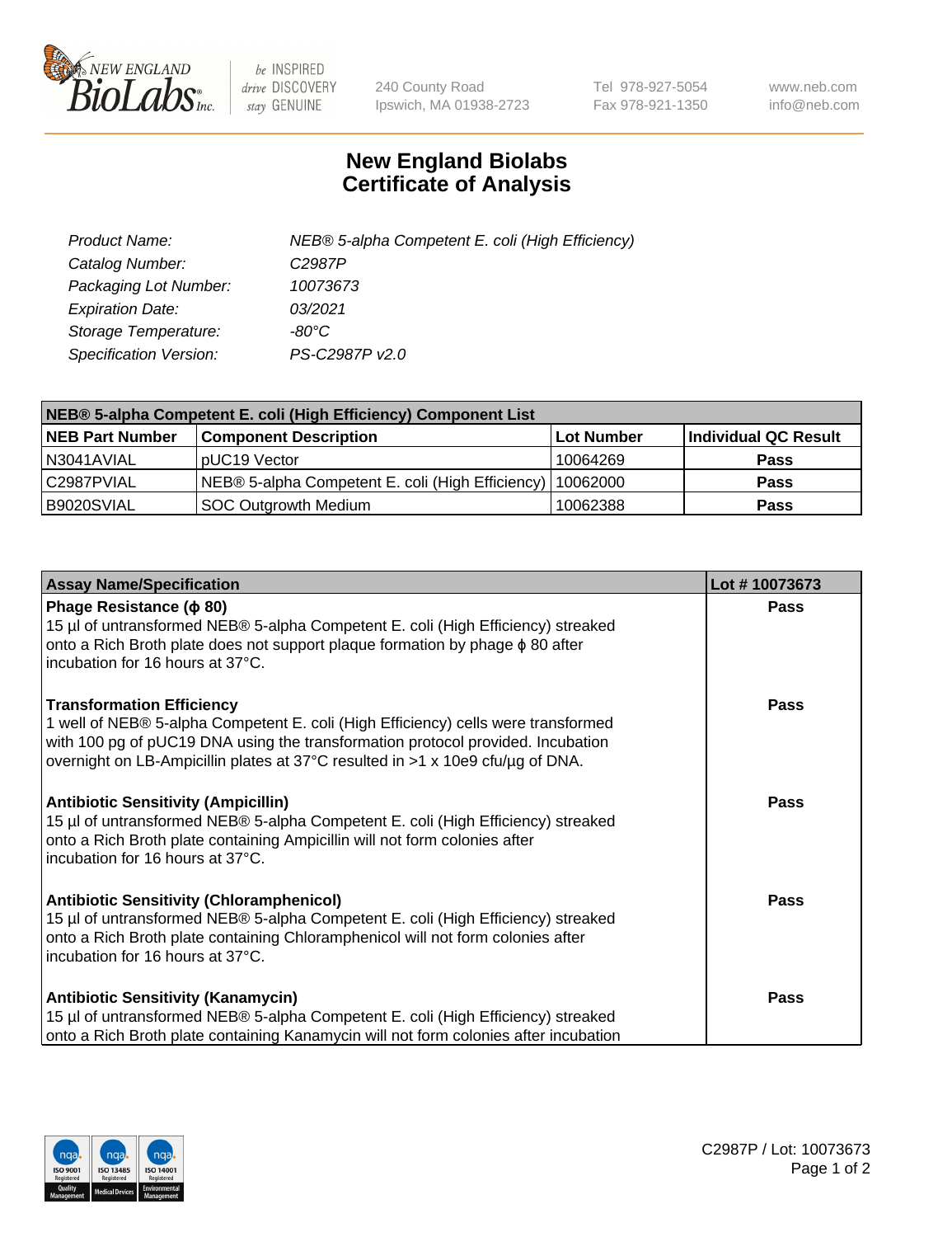# New England Biolabs Certificate of Analysis

| | |
|---|---|
| *Product Name:* | *NEB® 5-alpha Competent E. coli (High Efficiency)* |
| *Catalog Number:* | *C2987P* |
| *Packaging Lot Number:* | *10073673* |
| *Expiration Date:* | *03/2021* |
| *Storage Temperature:* | *-80°C* |
| *Specification Version:* | *PS-C2987P v2.0* |

| NEB® 5-alpha Competent E. coli (High Efficiency) Component List | | | |
|---|---|---|---|
| **NEB Part Number** | **Component Description** | **Lot Number** | **Individual QC Result** |
| N3041AVIAL | pUC19 Vector | 10064269 | **Pass** |
| C2987PVIAL | NEB® 5-alpha Competent E. coli (High Efficiency) | 10062000 | **Pass** |
| B9020SVIAL | SOC Outgrowth Medium | 10062388 | **Pass** |

| Assay Name/Specification | Lot # 10073673 |
|---|---|
| **Phage Resistance (ϕ 80)**<br>15 µl of untransformed NEB® 5-alpha Competent E. coli (High Efficiency) streaked onto a Rich Broth plate does not support plaque formation by phage ϕ 80 after incubation for 16 hours at 37°C. | **Pass** |
| **Transformation Efficiency**<br>1 well of NEB® 5-alpha Competent E. coli (High Efficiency) cells were transformed with 100 pg of pUC19 DNA using the transformation protocol provided. Incubation overnight on LB-Ampicillin plates at 37°C resulted in >1 x 10e9 cfu/µg of DNA. | **Pass** |
| **Antibiotic Sensitivity (Ampicillin)**<br>15 µl of untransformed NEB® 5-alpha Competent E. coli (High Efficiency) streaked onto a Rich Broth plate containing Ampicillin will not form colonies after incubation for 16 hours at 37°C. | **Pass** |
| **Antibiotic Sensitivity (Chloramphenicol)**<br>15 µl of untransformed NEB® 5-alpha Competent E. coli (High Efficiency) streaked onto a Rich Broth plate containing Chloramphenicol will not form colonies after incubation for 16 hours at 37°C. | **Pass** |
| **Antibiotic Sensitivity (Kanamycin)**<br>15 µl of untransformed NEB® 5-alpha Competent E. coli (High Efficiency) streaked onto a Rich Broth plate containing Kanamycin will not form colonies after incubation | **Pass** |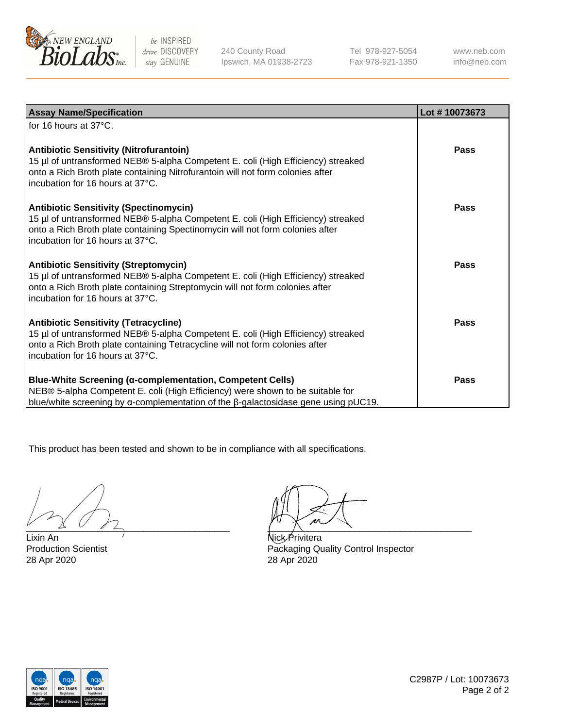| Assay Name/Specification | Lot # 10073673 |
|---|---|
| for 16 hours at 37°C. | |
| **Antibiotic Sensitivity (Nitrofurantoin)**<br>15 µl of untransformed NEB® 5-alpha Competent E. coli (High Efficiency) streaked onto a Rich Broth plate containing Nitrofurantoin will not form colonies after incubation for 16 hours at 37°C. | **Pass** |
| **Antibiotic Sensitivity (Spectinomycin)**<br>15 µl of untransformed NEB® 5-alpha Competent E. coli (High Efficiency) streaked onto a Rich Broth plate containing Spectinomycin will not form colonies after incubation for 16 hours at 37°C. | **Pass** |
| **Antibiotic Sensitivity (Streptomycin)**<br>15 µl of untransformed NEB® 5-alpha Competent E. coli (High Efficiency) streaked onto a Rich Broth plate containing Streptomycin will not form colonies after incubation for 16 hours at 37°C. | **Pass** |
| **Antibiotic Sensitivity (Tetracycline)**<br>15 µl of untransformed NEB® 5-alpha Competent E. coli (High Efficiency) streaked onto a Rich Broth plate containing Tetracycline will not form colonies after incubation for 16 hours at 37°C. | **Pass** |
| **Blue-White Screening (α-complementation, Competent Cells)**<br>NEB® 5-alpha Competent E. coli (High Efficiency) were shown to be suitable for blue/white screening by α-complementation of the β-galactosidase gene using pUC19. | **Pass** |

This product has been tested and shown to be in compliance with all specifications.

Lixin An
Production Scientist
28 Apr 2020

Nick Privitera
Packaging Quality Control Inspector
28 Apr 2020

C2987P / Lot: 10073673